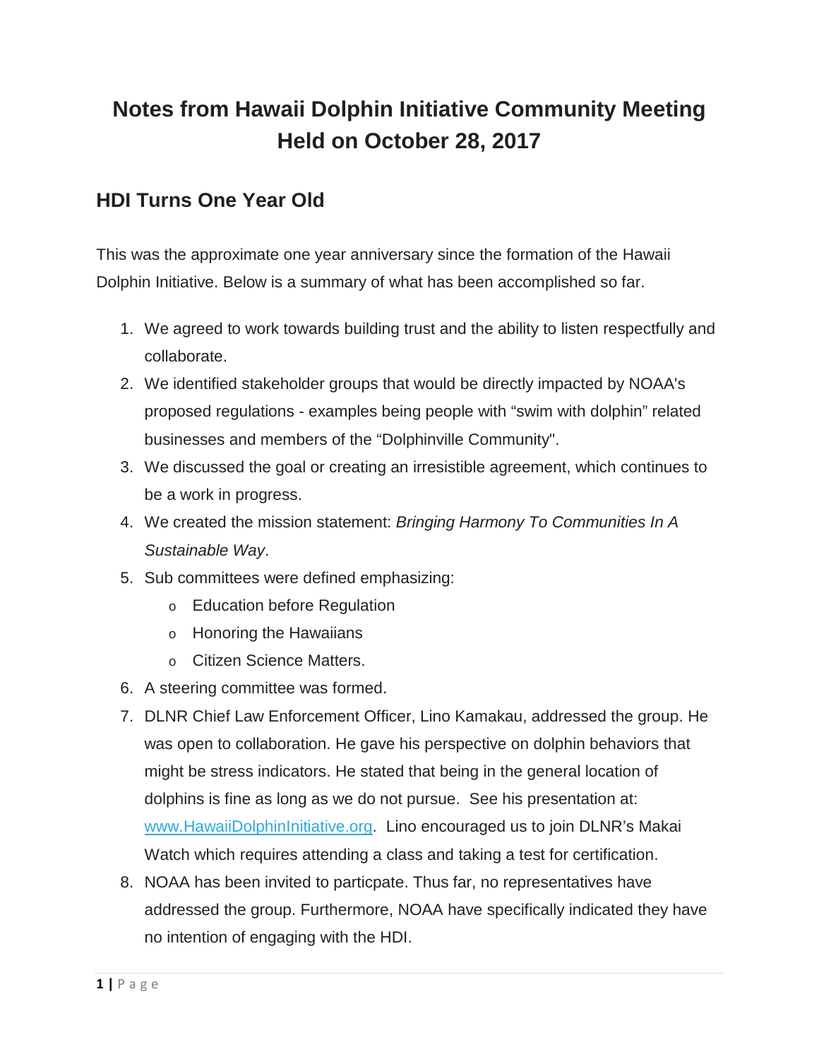# Notes from Hawaii Dolphin Initiative Community Meeting Held on October 28, 2017

## HDI Turns One Year Old

This was the approximate one year anniversary since the formation of the Hawaii Dolphin Initiative. Below is a summary of what has been accomplished so far.

1. We agreed to work towards building trust and the ability to listen respectfully and collaborate.
2. We identified stakeholder groups that would be directly impacted by NOAA's proposed regulations - examples being people with “swim with dolphin” related businesses and members of the “Dolphinville Community".
3. We discussed the goal or creating an irresistible agreement, which continues to be a work in progress.
4. We created the mission statement: *Bringing Harmony To Communities In A Sustainable Way*.
5. Sub committees were defined emphasizing:
   - Education before Regulation
   - Honoring the Hawaiians
   - Citizen Science Matters.
6. A steering committee was formed.
7. DLNR Chief Law Enforcement Officer, Lino Kamakau, addressed the group. He was open to collaboration. He gave his perspective on dolphin behaviors that might be stress indicators. He stated that being in the general location of dolphins is fine as long as we do not pursue. See his presentation at: [www.HawaiiDolphinInitiative.org](http://www.HawaiiDolphinInitiative.org). Lino encouraged us to join DLNR’s Makai Watch which requires attending a class and taking a test for certification.
8. NOAA has been invited to particpate. Thus far, no representatives have addressed the group. Furthermore, NOAA have specifically indicated they have no intention of engaging with the HDI.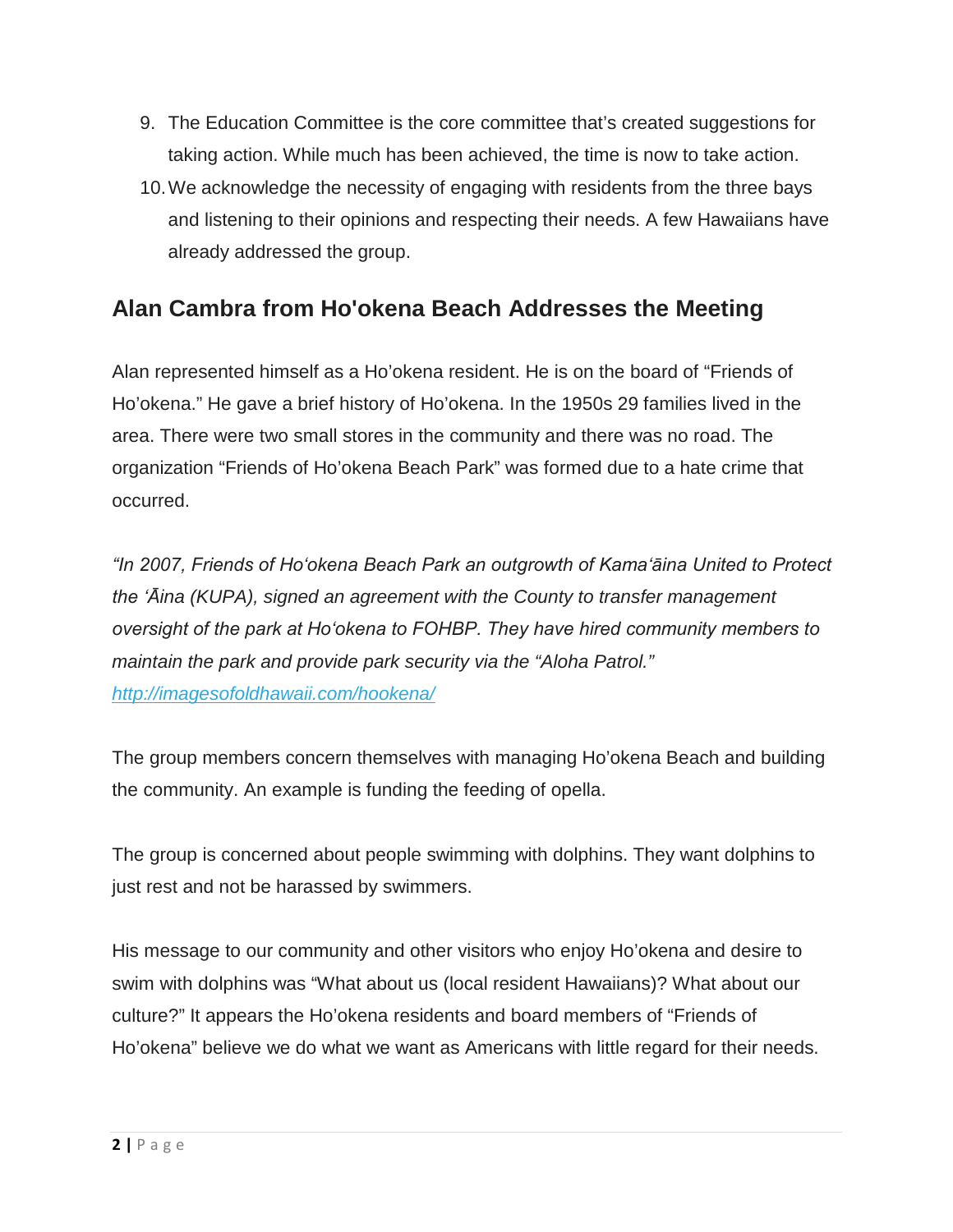9. The Education Committee is the core committee that's created suggestions for taking action. While much has been achieved, the time is now to take action.
10. We acknowledge the necessity of engaging with residents from the three bays and listening to their opinions and respecting their needs. A few Hawaiians have already addressed the group.

## Alan Cambra from Ho'okena Beach Addresses the Meeting

Alan represented himself as a Ho'okena resident. He is on the board of "Friends of Ho'okena." He gave a brief history of Ho'okena. In the 1950s 29 families lived in the area. There were two small stores in the community and there was no road. The organization "Friends of Ho'okena Beach Park" was formed due to a hate crime that occurred.

*"In 2007, Friends of Hoʻokena Beach Park an outgrowth of Kamaʻāina United to Protect the ʻĀina (KUPA), signed an agreement with the County to transfer management oversight of the park at Hoʻokena to FOHBP. They have hired community members to maintain the park and provide park security via the "Aloha Patrol."* *http://imagesofoldhawaii.com/hookena/*

The group members concern themselves with managing Ho'okena Beach and building the community. An example is funding the feeding of opella.

The group is concerned about people swimming with dolphins. They want dolphins to just rest and not be harassed by swimmers.

His message to our community and other visitors who enjoy Ho'okena and desire to swim with dolphins was "What about us (local resident Hawaiians)? What about our culture?" It appears the Ho'okena residents and board members of "Friends of Ho'okena" believe we do what we want as Americans with little regard for their needs.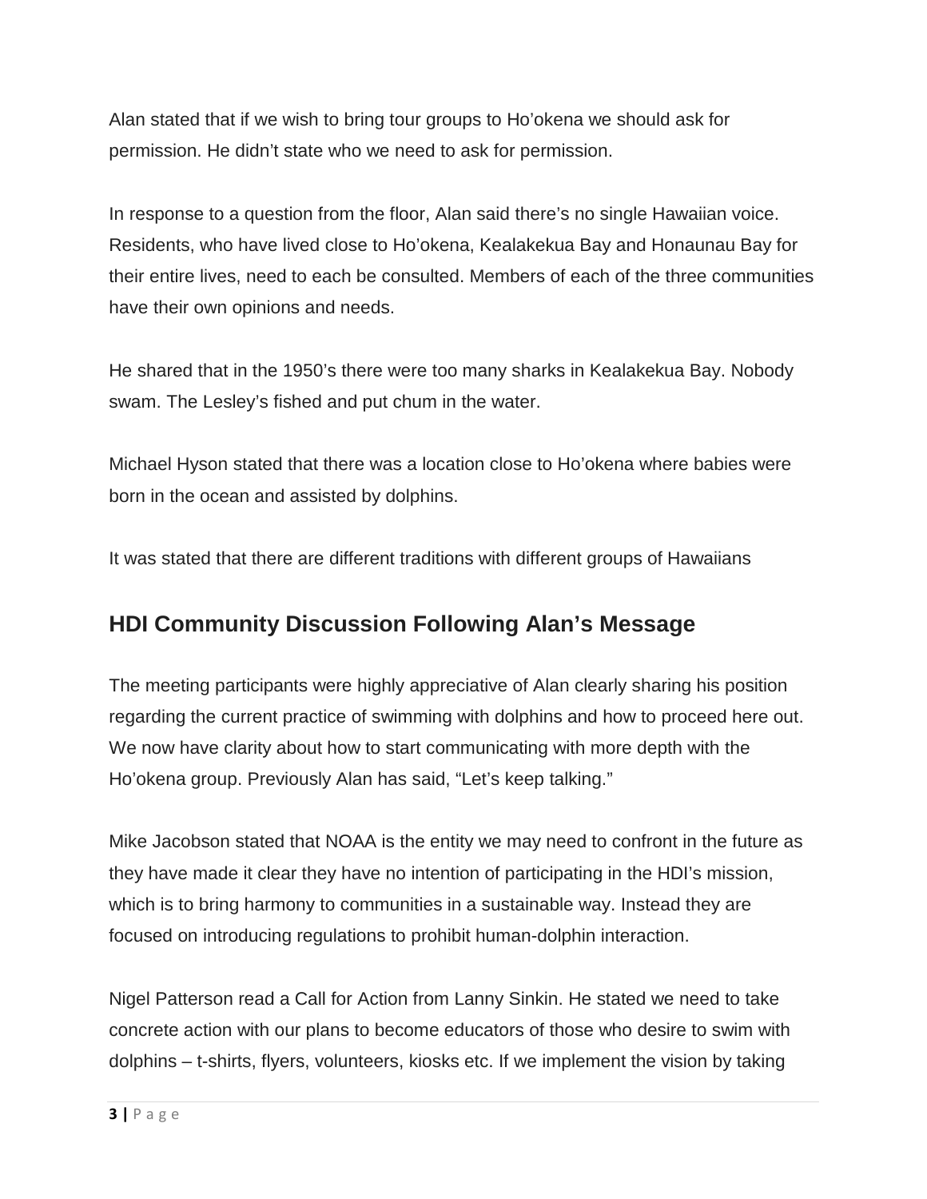Alan stated that if we wish to bring tour groups to Ho'okena we should ask for permission. He didn't state who we need to ask for permission.

In response to a question from the floor, Alan said there's no single Hawaiian voice. Residents, who have lived close to Ho'okena, Kealakekua Bay and Honaunau Bay for their entire lives, need to each be consulted. Members of each of the three communities have their own opinions and needs.

He shared that in the 1950's there were too many sharks in Kealakekua Bay. Nobody swam. The Lesley's fished and put chum in the water.

Michael Hyson stated that there was a location close to Ho'okena where babies were born in the ocean and assisted by dolphins.

It was stated that there are different traditions with different groups of Hawaiians

## HDI Community Discussion Following Alan's Message

The meeting participants were highly appreciative of Alan clearly sharing his position regarding the current practice of swimming with dolphins and how to proceed here out. We now have clarity about how to start communicating with more depth with the Ho'okena group. Previously Alan has said, "Let's keep talking."

Mike Jacobson stated that NOAA is the entity we may need to confront in the future as they have made it clear they have no intention of participating in the HDI's mission, which is to bring harmony to communities in a sustainable way. Instead they are focused on introducing regulations to prohibit human-dolphin interaction.

Nigel Patterson read a Call for Action from Lanny Sinkin. He stated we need to take concrete action with our plans to become educators of those who desire to swim with dolphins – t-shirts, flyers, volunteers, kiosks etc. If we implement the vision by taking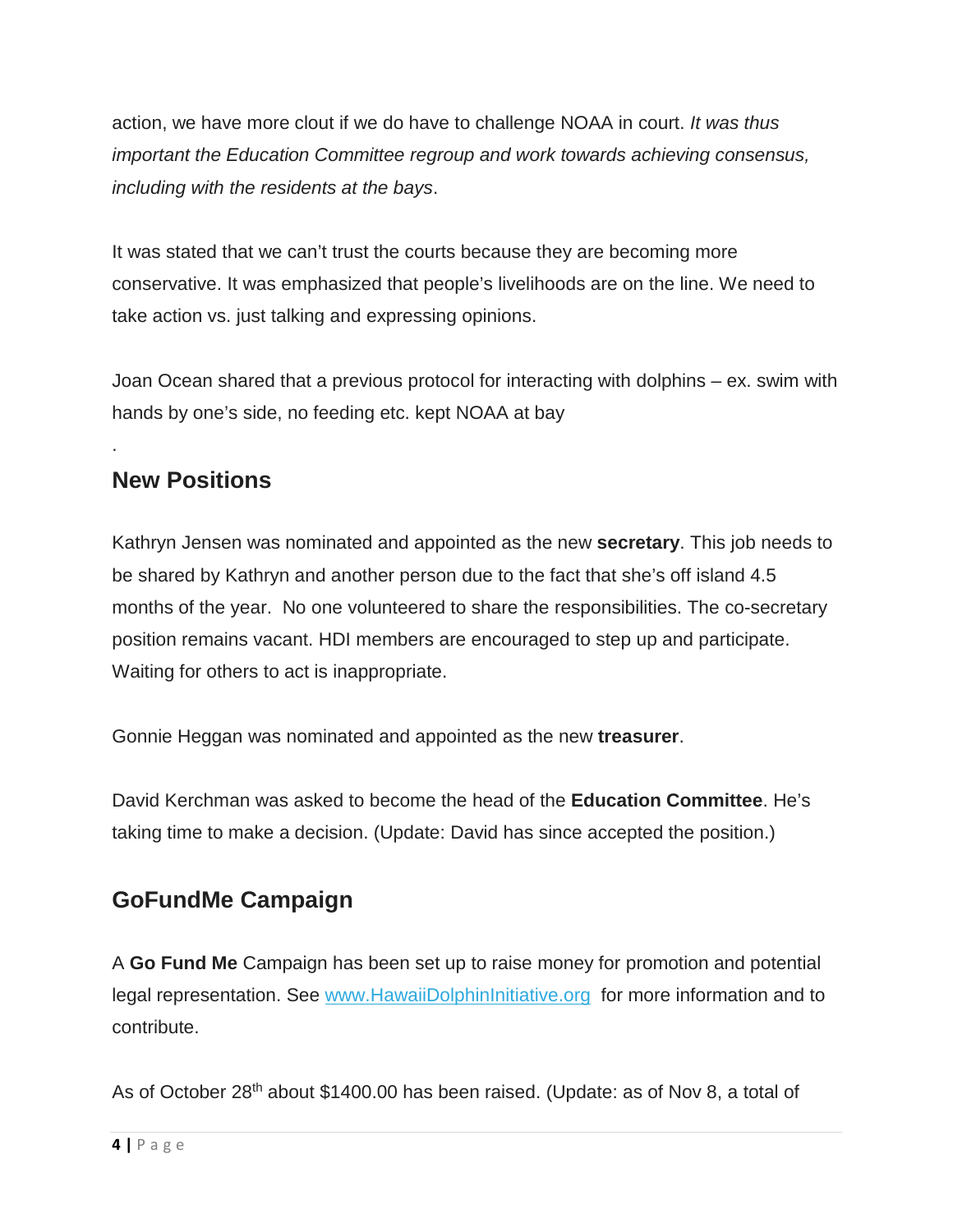action, we have more clout if we do have to challenge NOAA in court. *It was thus important the Education Committee regroup and work towards achieving consensus, including with the residents at the bays*.

It was stated that we can't trust the courts because they are becoming more conservative. It was emphasized that people's livelihoods are on the line. We need to take action vs. just talking and expressing opinions.

Joan Ocean shared that a previous protocol for interacting with dolphins – ex. swim with hands by one's side, no feeding etc. kept NOAA at bay

.

## New Positions

Kathryn Jensen was nominated and appointed as the new **secretary**. This job needs to be shared by Kathryn and another person due to the fact that she's off island 4.5 months of the year. No one volunteered to share the responsibilities. The co-secretary position remains vacant. HDI members are encouraged to step up and participate. Waiting for others to act is inappropriate.

Gonnie Heggan was nominated and appointed as the new **treasurer**.

David Kerchman was asked to become the head of the **Education Committee**. He's taking time to make a decision. (Update: David has since accepted the position.)

## GoFundMe Campaign

A **Go Fund Me** Campaign has been set up to raise money for promotion and potential legal representation. See [www.HawaiiDolphinInitiative.org](http://www.HawaiiDolphinInitiative.org) for more information and to contribute.

As of October 28th about $1400.00 has been raised. (Update: as of Nov 8, a total of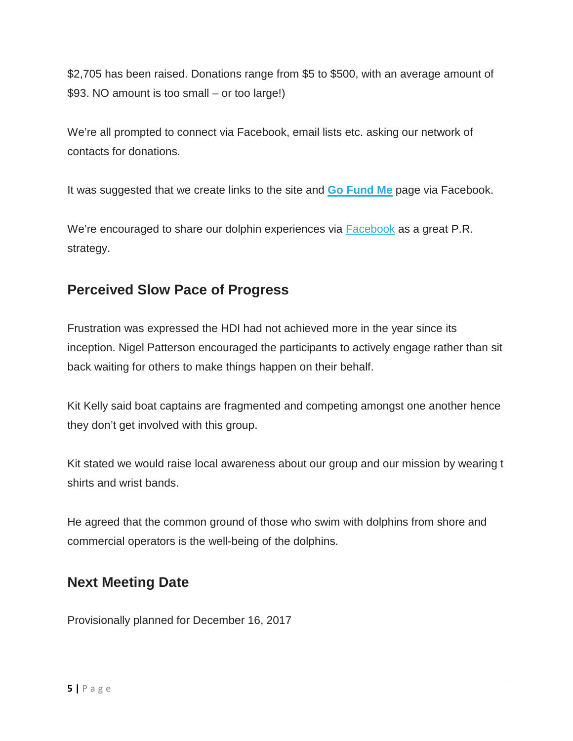$2,705 has been raised. Donations range from $5 to $500, with an average amount of $93. NO amount is too small – or too large!)

We're all prompted to connect via Facebook, email lists etc. asking our network of contacts for donations.

It was suggested that we create links to the site and **Go Fund Me** page via Facebook.

We're encouraged to share our dolphin experiences via Facebook as a great P.R. strategy.

## Perceived Slow Pace of Progress

Frustration was expressed the HDI had not achieved more in the year since its inception. Nigel Patterson encouraged the participants to actively engage rather than sit back waiting for others to make things happen on their behalf.

Kit Kelly said boat captains are fragmented and competing amongst one another hence they don't get involved with this group.

Kit stated we would raise local awareness about our group and our mission by wearing t shirts and wrist bands.

He agreed that the common ground of those who swim with dolphins from shore and commercial operators is the well-being of the dolphins.

## Next Meeting Date

Provisionally planned for December 16, 2017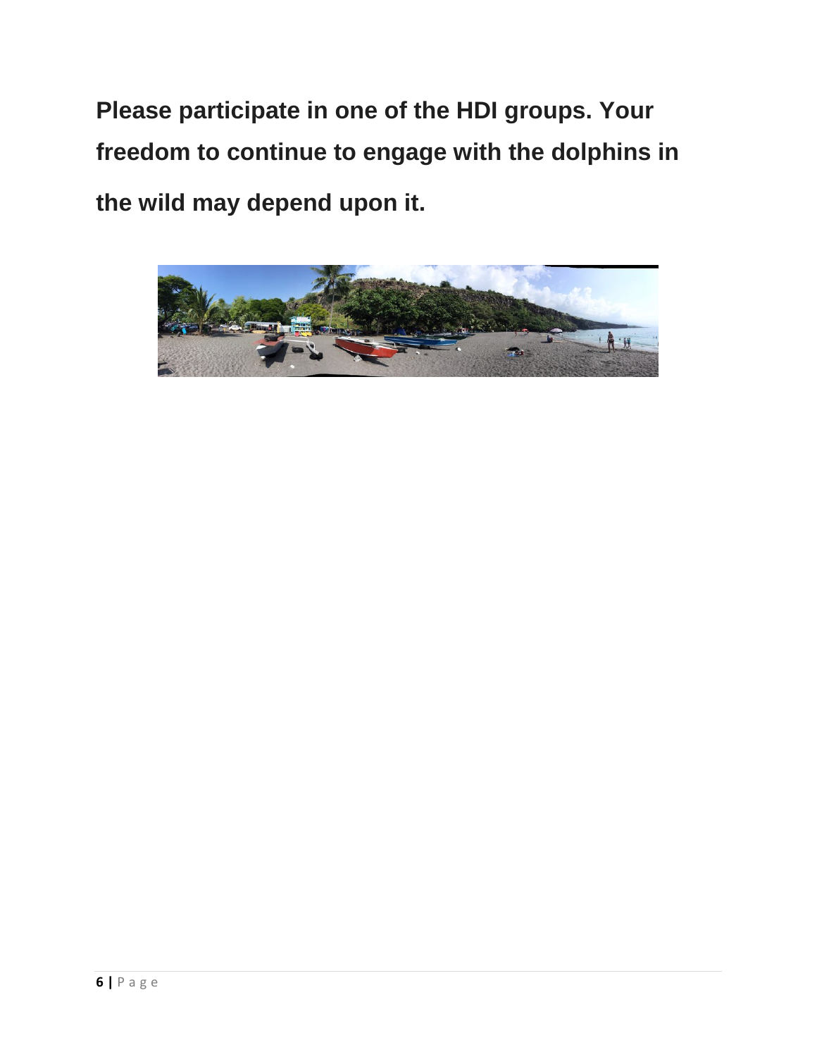**Please participate in one of the HDI groups. Your freedom to continue to engage with the dolphins in the wild may depend upon it.**